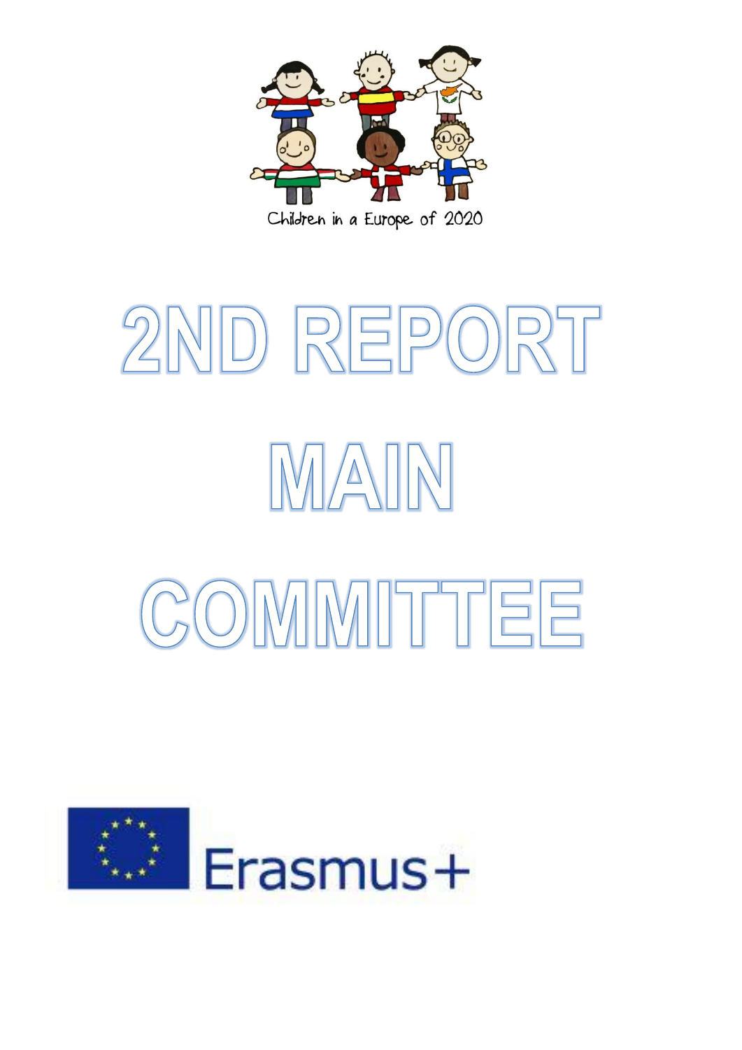Children in a Europe of 2020

# 2ND REPORT

# MAIN

# COMMITTEE

Erasmus+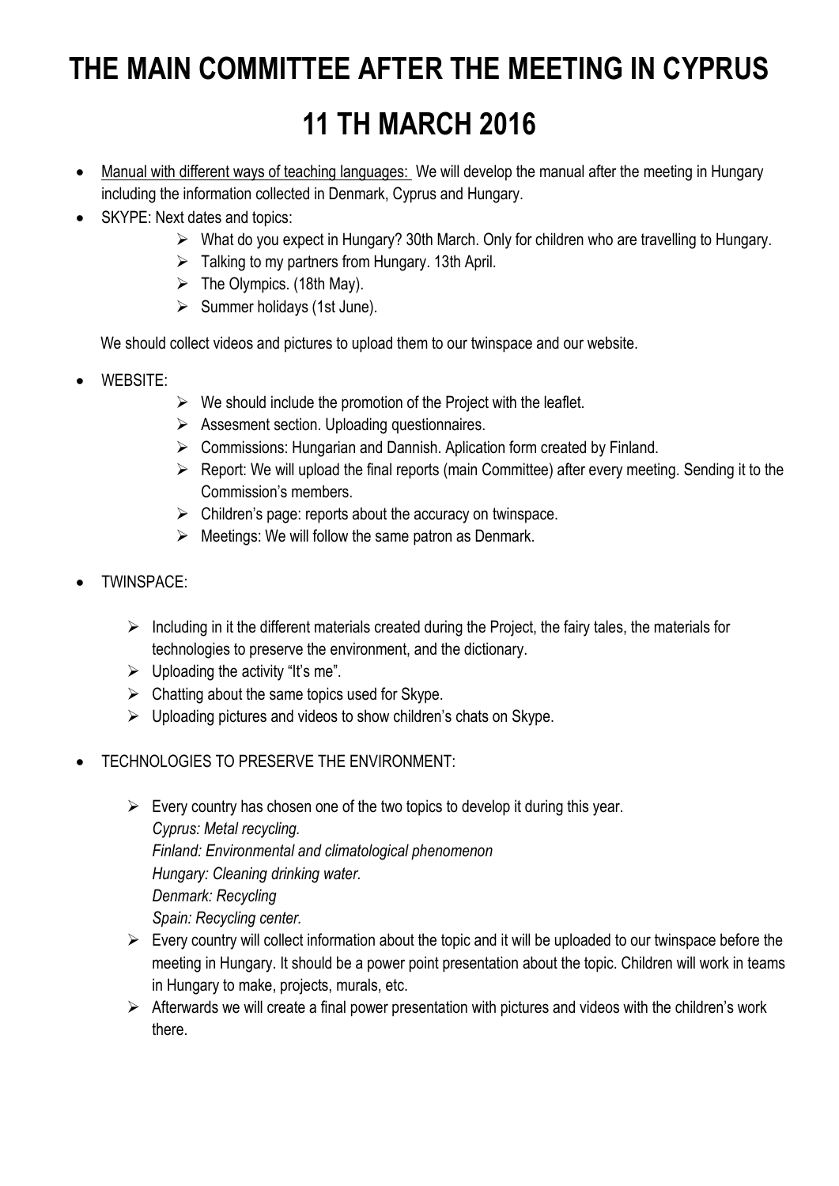# THE MAIN COMMITTEE AFTER THE MEETING IN CYPRUS

# 11 TH MARCH 2016

- Manual with different ways of teaching languages: We will develop the manual after the meeting in Hungary including the information collected in Denmark, Cyprus and Hungary.
- SKYPE: Next dates and topics:
  - What do you expect in Hungary? 30th March. Only for children who are travelling to Hungary.
  - Talking to my partners from Hungary. 13th April.
  - The Olympics. (18th May).
  - Summer holidays (1st June).

  We should collect videos and pictures to upload them to our twinspace and our website.

- WEBSITE:
  - We should include the promotion of the Project with the leaflet.
  - Assesment section. Uploading questionnaires.
  - Commissions: Hungarian and Dannish. Aplication form created by Finland.
  - Report: We will upload the final reports (main Committee) after every meeting. Sending it to the Commission's members.
  - Children's page: reports about the accuracy on twinspace.
  - Meetings: We will follow the same patron as Denmark.

- TWINSPACE:
  - Including in it the different materials created during the Project, the fairy tales, the materials for technologies to preserve the environment, and the dictionary.
  - Uploading the activity "It's me".
  - Chatting about the same topics used for Skype.
  - Uploading pictures and videos to show children's chats on Skype.

- TECHNOLOGIES TO PRESERVE THE ENVIRONMENT:
  - Every country has chosen one of the two topics to develop it during this year.
    *Cyprus: Metal recycling.*
    *Finland: Environmental and climatological phenomenon*
    *Hungary: Cleaning drinking water.*
    *Denmark: Recycling*
    *Spain: Recycling center.*
  - Every country will collect information about the topic and it will be uploaded to our twinspace before the meeting in Hungary. It should be a power point presentation about the topic. Children will work in teams in Hungary to make, projects, murals, etc.
  - Afterwards we will create a final power presentation with pictures and videos with the children's work there.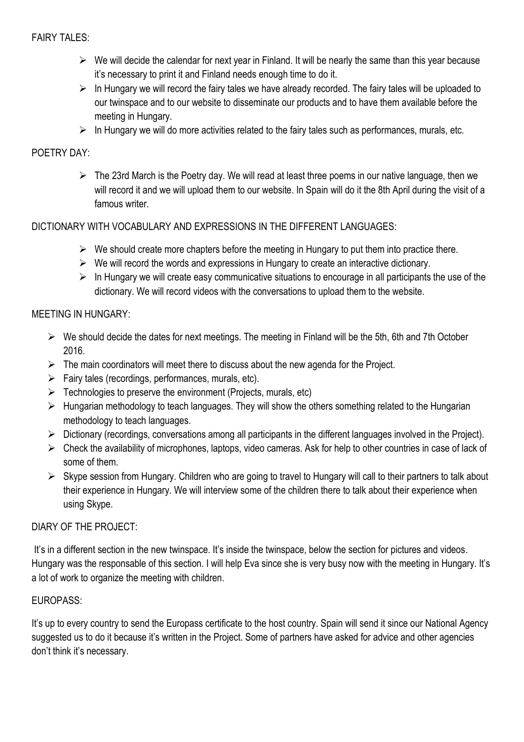FAIRY TALES:

- We will decide the calendar for next year in Finland. It will be nearly the same than this year because it's necessary to print it and Finland needs enough time to do it.
- In Hungary we will record the fairy tales we have already recorded. The fairy tales will be uploaded to our twinspace and to our website to disseminate our products and to have them available before the meeting in Hungary.
- In Hungary we will do more activities related to the fairy tales such as performances, murals, etc.

POETRY DAY:

- The 23rd March is the Poetry day. We will read at least three poems in our native language, then we will record it and we will upload them to our website. In Spain will do it the 8th April during the visit of a famous writer.

DICTIONARY WITH VOCABULARY AND EXPRESSIONS IN THE DIFFERENT LANGUAGES:

- We should create more chapters before the meeting in Hungary to put them into practice there.
- We will record the words and expressions in Hungary to create an interactive dictionary.
- In Hungary we will create easy communicative situations to encourage in all participants the use of the dictionary. We will record videos with the conversations to upload them to the website.

MEETING IN HUNGARY:

- We should decide the dates for next meetings. The meeting in Finland will be the 5th, 6th and 7th October 2016.
- The main coordinators will meet there to discuss about the new agenda for the Project.
- Fairy tales (recordings, performances, murals, etc).
- Technologies to preserve the environment (Projects, murals, etc)
- Hungarian methodology to teach languages. They will show the others something related to the Hungarian methodology to teach languages.
- Dictionary (recordings, conversations among all participants in the different languages involved in the Project).
- Check the availability of microphones, laptops, video cameras. Ask for help to other countries in case of lack of some of them.
- Skype session from Hungary. Children who are going to travel to Hungary will call to their partners to talk about their experience in Hungary. We will interview some of the children there to talk about their experience when using Skype.

DIARY OF THE PROJECT:

It's in a different section in the new twinspace. It's inside the twinspace, below the section for pictures and videos. Hungary was the responsable of this section. I will help Eva since she is very busy now with the meeting in Hungary. It's a lot of work to organize the meeting with children.

EUROPASS:

It's up to every country to send the Europass certificate to the host country. Spain will send it since our National Agency suggested us to do it because it's written in the Project. Some of partners have asked for advice and other agencies don't think it's necessary.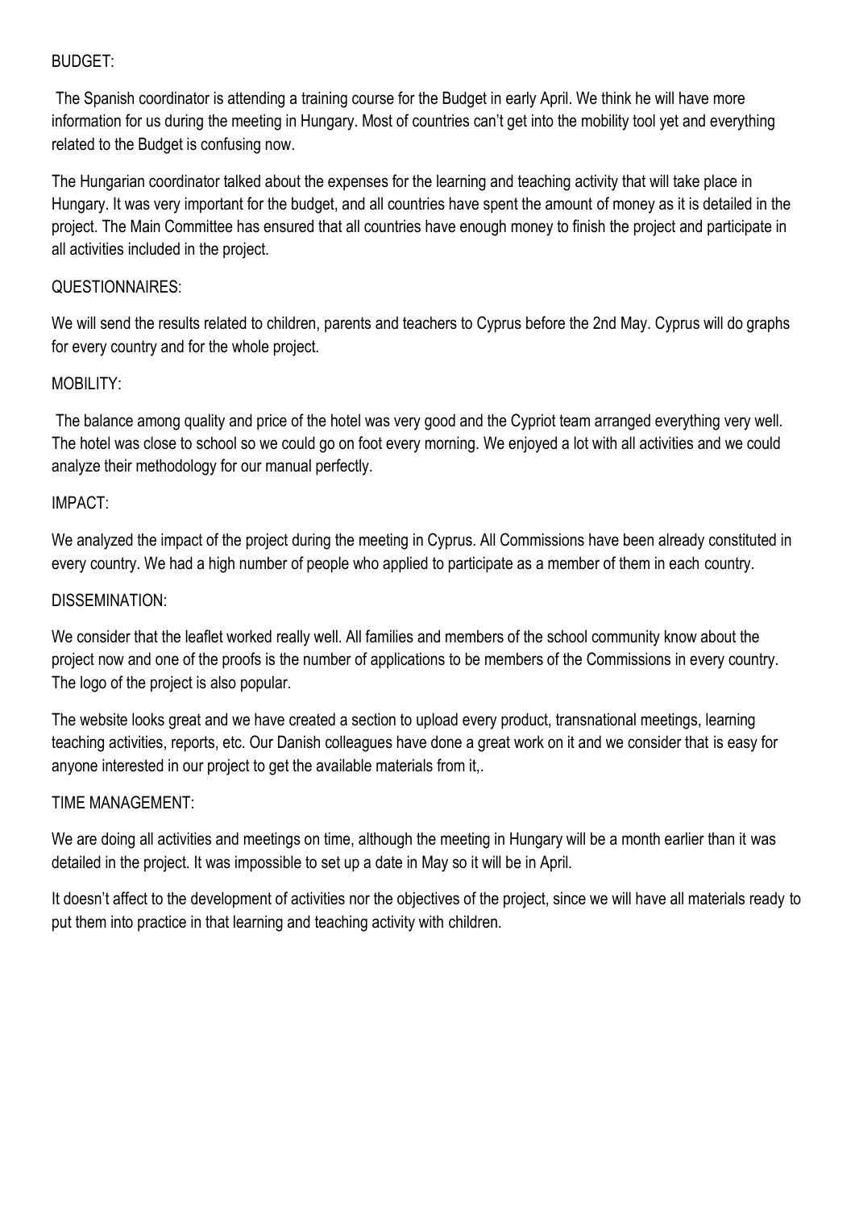BUDGET:

The Spanish coordinator is attending a training course for the Budget in early April. We think he will have more information for us during the meeting in Hungary. Most of countries can't get into the mobility tool yet and everything related to the Budget is confusing now.

The Hungarian coordinator talked about the expenses for the learning and teaching activity that will take place in Hungary. It was very important for the budget, and all countries have spent the amount of money as it is detailed in the project. The Main Committee has ensured that all countries have enough money to finish the project and participate in all activities included in the project.

QUESTIONNAIRES:

We will send the results related to children, parents and teachers to Cyprus before the 2nd May. Cyprus will do graphs for every country and for the whole project.

MOBILITY:

The balance among quality and price of the hotel was very good and the Cypriot team arranged everything very well. The hotel was close to school so we could go on foot every morning. We enjoyed a lot with all activities and we could analyze their methodology for our manual perfectly.

IMPACT:

We analyzed the impact of the project during the meeting in Cyprus. All Commissions have been already constituted in every country. We had a high number of people who applied to participate as a member of them in each country.

DISSEMINATION:

We consider that the leaflet worked really well. All families and members of the school community know about the project now and one of the proofs is the number of applications to be members of the Commissions in every country. The logo of the project is also popular.

The website looks great and we have created a section to upload every product, transnational meetings, learning teaching activities, reports, etc. Our Danish colleagues have done a great work on it and we consider that is easy for anyone interested in our project to get the available materials from it,.

TIME MANAGEMENT:

We are doing all activities and meetings on time, although the meeting in Hungary will be a month earlier than it was detailed in the project. It was impossible to set up a date in May so it will be in April.

It doesn't affect to the development of activities nor the objectives of the project, since we will have all materials ready to put them into practice in that learning and teaching activity with children.